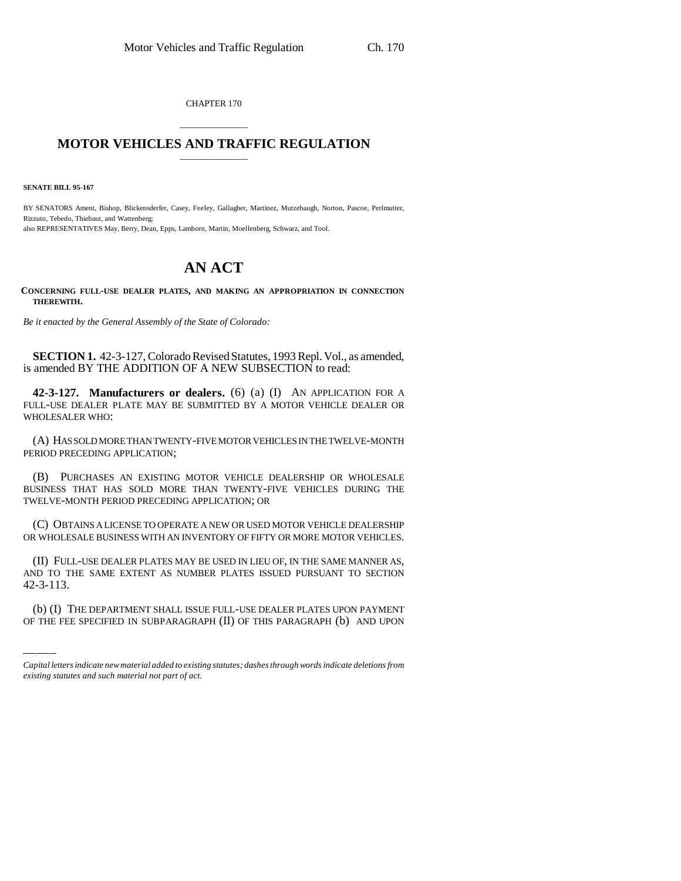CHAPTER 170

# MOTOR VEHICLES AND TRAFFIC REGULATION

**SENATE BILL 95-167**

BY SENATORS Ament, Bishop, Blickensderfer, Casey, Feeley, Gallagher, Martinez, Mutzebaugh, Norton, Pascoe, Perlmutter, Rizzuto, Tebedo, Thiebaut, and Wattenberg;
also REPRESENTATIVES May, Berry, Dean, Epps, Lamborn, Martin, Moellenberg, Schwarz, and Tool.

# AN ACT

**CONCERNING FULL-USE DEALER PLATES, AND MAKING AN APPROPRIATION IN CONNECTION THEREWITH.**

*Be it enacted by the General Assembly of the State of Colorado:*

**SECTION 1.** 42-3-127, Colorado Revised Statutes, 1993 Repl. Vol., as amended, is amended BY THE ADDITION OF A NEW SUBSECTION to read:

**42-3-127. Manufacturers or dealers.** (6) (a) (I) AN APPLICATION FOR A FULL-USE DEALER PLATE MAY BE SUBMITTED BY A MOTOR VEHICLE DEALER OR WHOLESALER WHO:

(A) HAS SOLD MORE THAN TWENTY-FIVE MOTOR VEHICLES IN THE TWELVE-MONTH PERIOD PRECEDING APPLICATION;

(B) PURCHASES AN EXISTING MOTOR VEHICLE DEALERSHIP OR WHOLESALE BUSINESS THAT HAS SOLD MORE THAN TWENTY-FIVE VEHICLES DURING THE TWELVE-MONTH PERIOD PRECEDING APPLICATION; OR

(C) OBTAINS A LICENSE TO OPERATE A NEW OR USED MOTOR VEHICLE DEALERSHIP OR WHOLESALE BUSINESS WITH AN INVENTORY OF FIFTY OR MORE MOTOR VEHICLES.

(II) FULL-USE DEALER PLATES MAY BE USED IN LIEU OF, IN THE SAME MANNER AS, AND TO THE SAME EXTENT AS NUMBER PLATES ISSUED PURSUANT TO SECTION 42-3-113.

(b) (I) THE DEPARTMENT SHALL ISSUE FULL-USE DEALER PLATES UPON PAYMENT OF THE FEE SPECIFIED IN SUBPARAGRAPH (II) OF THIS PARAGRAPH (b) AND UPON

*Capital letters indicate new material added to existing statutes; dashes through words indicate deletions from existing statutes and such material not part of act.*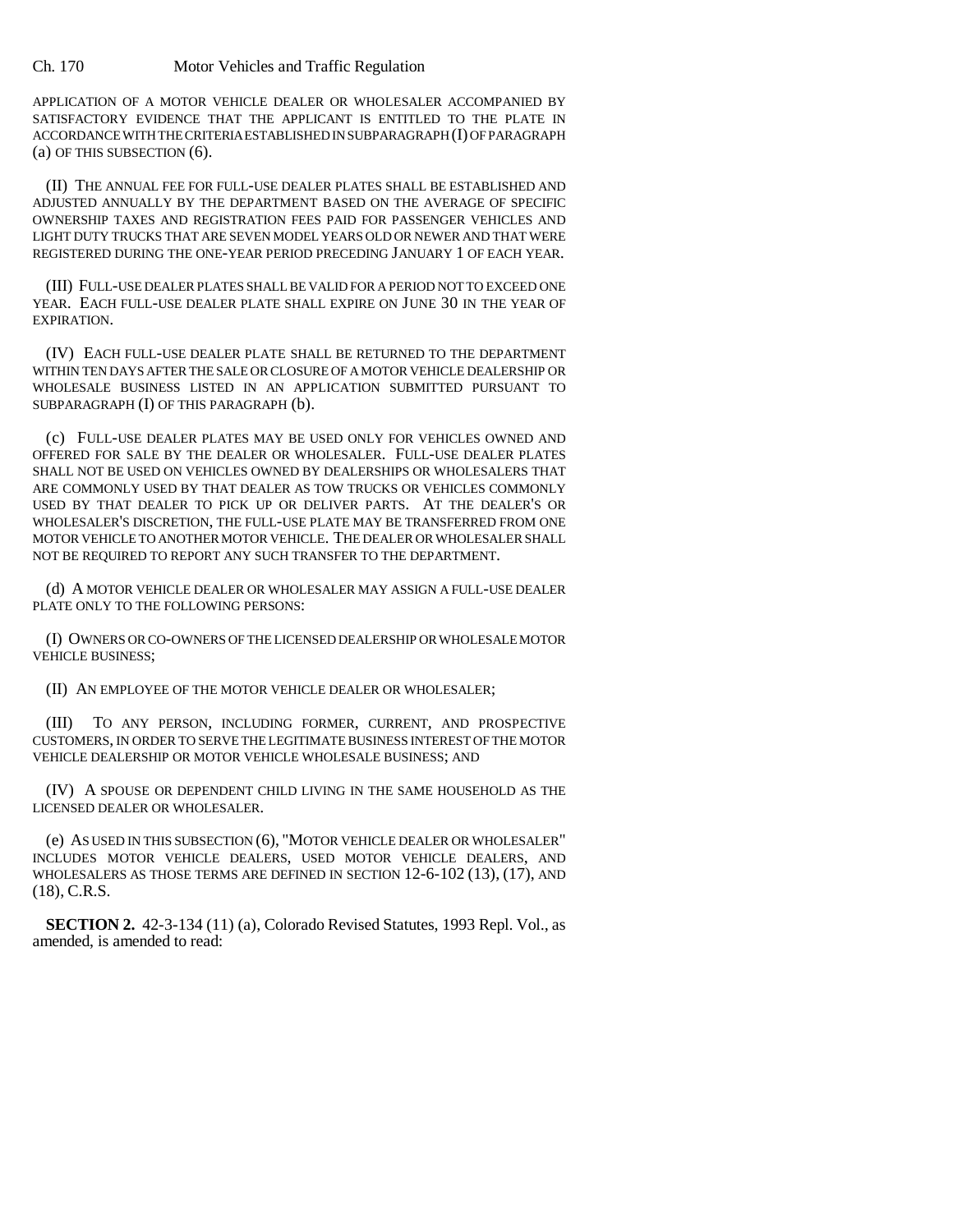APPLICATION OF A MOTOR VEHICLE DEALER OR WHOLESALER ACCOMPANIED BY SATISFACTORY EVIDENCE THAT THE APPLICANT IS ENTITLED TO THE PLATE IN ACCORDANCE WITH THE CRITERIA ESTABLISHED IN SUBPARAGRAPH (I) OF PARAGRAPH (a) OF THIS SUBSECTION (6).

(II) THE ANNUAL FEE FOR FULL-USE DEALER PLATES SHALL BE ESTABLISHED AND ADJUSTED ANNUALLY BY THE DEPARTMENT BASED ON THE AVERAGE OF SPECIFIC OWNERSHIP TAXES AND REGISTRATION FEES PAID FOR PASSENGER VEHICLES AND LIGHT DUTY TRUCKS THAT ARE SEVEN MODEL YEARS OLD OR NEWER AND THAT WERE REGISTERED DURING THE ONE-YEAR PERIOD PRECEDING JANUARY 1 OF EACH YEAR.

(III) FULL-USE DEALER PLATES SHALL BE VALID FOR A PERIOD NOT TO EXCEED ONE YEAR. EACH FULL-USE DEALER PLATE SHALL EXPIRE ON JUNE 30 IN THE YEAR OF EXPIRATION.

(IV) EACH FULL-USE DEALER PLATE SHALL BE RETURNED TO THE DEPARTMENT WITHIN TEN DAYS AFTER THE SALE OR CLOSURE OF A MOTOR VEHICLE DEALERSHIP OR WHOLESALE BUSINESS LISTED IN AN APPLICATION SUBMITTED PURSUANT TO SUBPARAGRAPH (I) OF THIS PARAGRAPH (b).

(c) FULL-USE DEALER PLATES MAY BE USED ONLY FOR VEHICLES OWNED AND OFFERED FOR SALE BY THE DEALER OR WHOLESALER. FULL-USE DEALER PLATES SHALL NOT BE USED ON VEHICLES OWNED BY DEALERSHIPS OR WHOLESALERS THAT ARE COMMONLY USED BY THAT DEALER AS TOW TRUCKS OR VEHICLES COMMONLY USED BY THAT DEALER TO PICK UP OR DELIVER PARTS. AT THE DEALER'S OR WHOLESALER'S DISCRETION, THE FULL-USE PLATE MAY BE TRANSFERRED FROM ONE MOTOR VEHICLE TO ANOTHER MOTOR VEHICLE. THE DEALER OR WHOLESALER SHALL NOT BE REQUIRED TO REPORT ANY SUCH TRANSFER TO THE DEPARTMENT.

(d) A MOTOR VEHICLE DEALER OR WHOLESALER MAY ASSIGN A FULL-USE DEALER PLATE ONLY TO THE FOLLOWING PERSONS:

(I) OWNERS OR CO-OWNERS OF THE LICENSED DEALERSHIP OR WHOLESALE MOTOR VEHICLE BUSINESS;

(II) AN EMPLOYEE OF THE MOTOR VEHICLE DEALER OR WHOLESALER;

(III) TO ANY PERSON, INCLUDING FORMER, CURRENT, AND PROSPECTIVE CUSTOMERS, IN ORDER TO SERVE THE LEGITIMATE BUSINESS INTEREST OF THE MOTOR VEHICLE DEALERSHIP OR MOTOR VEHICLE WHOLESALE BUSINESS; AND

(IV) A SPOUSE OR DEPENDENT CHILD LIVING IN THE SAME HOUSEHOLD AS THE LICENSED DEALER OR WHOLESALER.

(e) AS USED IN THIS SUBSECTION (6), "MOTOR VEHICLE DEALER OR WHOLESALER" INCLUDES MOTOR VEHICLE DEALERS, USED MOTOR VEHICLE DEALERS, AND WHOLESALERS AS THOSE TERMS ARE DEFINED IN SECTION 12-6-102 (13), (17), AND (18), C.R.S.

**SECTION 2.** 42-3-134 (11) (a), Colorado Revised Statutes, 1993 Repl. Vol., as amended, is amended to read: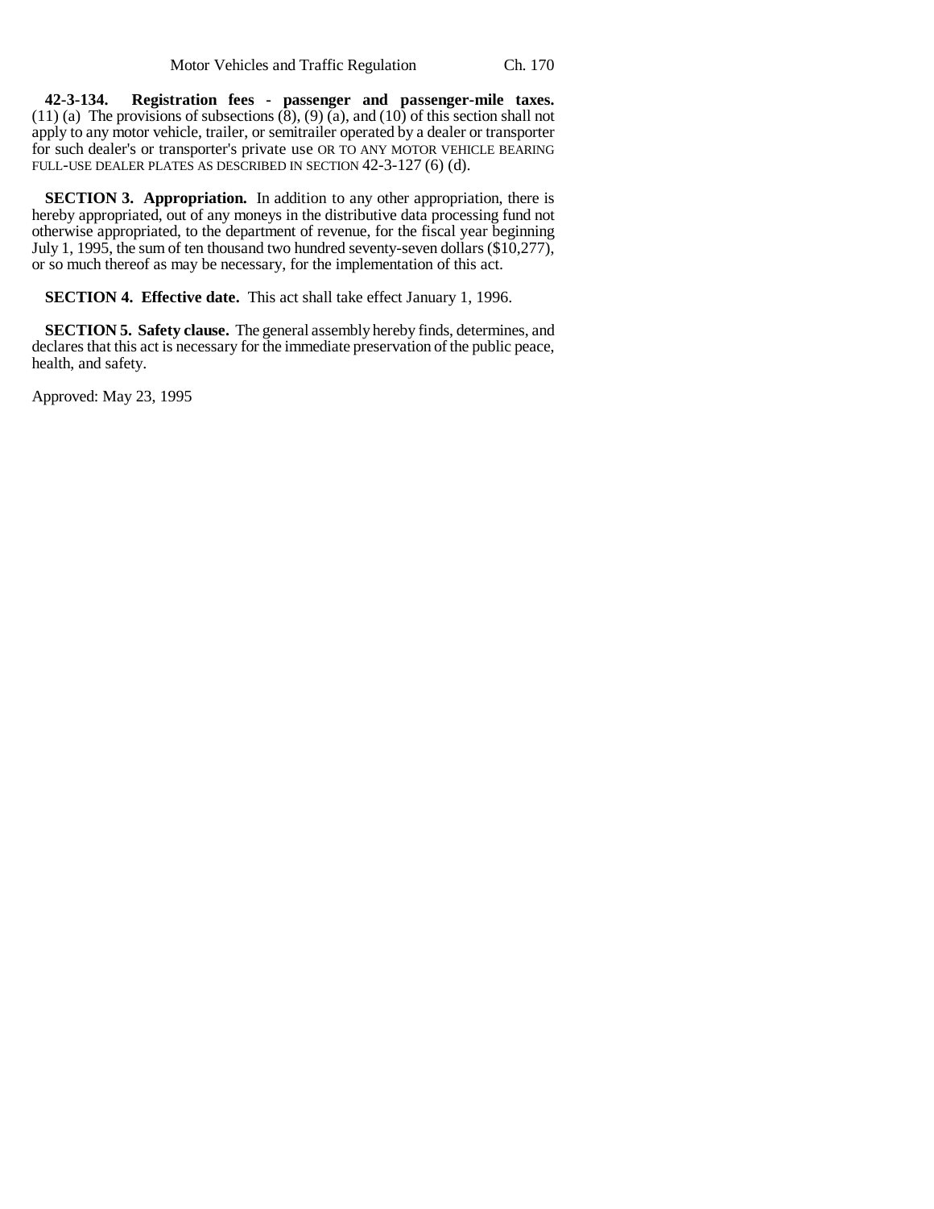**42-3-134. Registration fees - passenger and passenger-mile taxes.** (11) (a) The provisions of subsections (8), (9) (a), and (10) of this section shall not apply to any motor vehicle, trailer, or semitrailer operated by a dealer or transporter for such dealer's or transporter's private use OR TO ANY MOTOR VEHICLE BEARING FULL-USE DEALER PLATES AS DESCRIBED IN SECTION 42-3-127 (6) (d).

**SECTION 3. Appropriation.** In addition to any other appropriation, there is hereby appropriated, out of any moneys in the distributive data processing fund not otherwise appropriated, to the department of revenue, for the fiscal year beginning July 1, 1995, the sum of ten thousand two hundred seventy-seven dollars ($10,277), or so much thereof as may be necessary, for the implementation of this act.

**SECTION 4. Effective date.** This act shall take effect January 1, 1996.

**SECTION 5. Safety clause.** The general assembly hereby finds, determines, and declares that this act is necessary for the immediate preservation of the public peace, health, and safety.

Approved: May 23, 1995